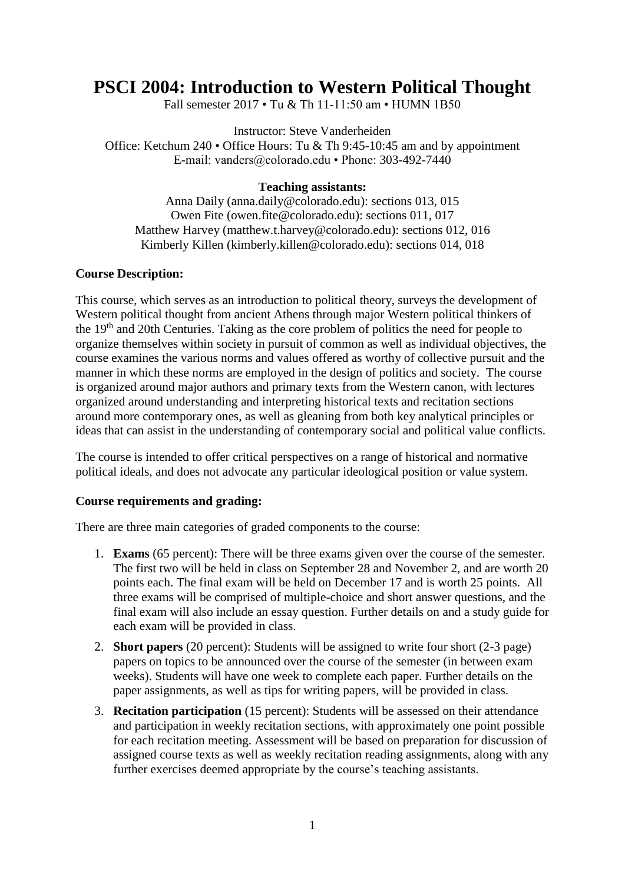# PSCI 2004: Introduction to Western Political Thought

Fall semester 2017 • Tu & Th 11-11:50 am • HUMN 1B50

Instructor: Steve Vanderheiden
Office: Ketchum 240 • Office Hours: Tu & Th 9:45-10:45 am and by appointment
E-mail: vanders@colorado.edu • Phone: 303-492-7440

**Teaching assistants:**

Anna Daily (anna.daily@colorado.edu): sections 013, 015
Owen Fite (owen.fite@colorado.edu): sections 011, 017
Matthew Harvey (matthew.t.harvey@colorado.edu): sections 012, 016
Kimberly Killen (kimberly.killen@colorado.edu): sections 014, 018

**Course Description:**

This course, which serves as an introduction to political theory, surveys the development of Western political thought from ancient Athens through major Western political thinkers of the 19th and 20th Centuries. Taking as the core problem of politics the need for people to organize themselves within society in pursuit of common as well as individual objectives, the course examines the various norms and values offered as worthy of collective pursuit and the manner in which these norms are employed in the design of politics and society. The course is organized around major authors and primary texts from the Western canon, with lectures organized around understanding and interpreting historical texts and recitation sections around more contemporary ones, as well as gleaning from both key analytical principles or ideas that can assist in the understanding of contemporary social and political value conflicts.

The course is intended to offer critical perspectives on a range of historical and normative political ideals, and does not advocate any particular ideological position or value system.

**Course requirements and grading:**

There are three main categories of graded components to the course:

1. **Exams** (65 percent): There will be three exams given over the course of the semester. The first two will be held in class on September 28 and November 2, and are worth 20 points each. The final exam will be held on December 17 and is worth 25 points. All three exams will be comprised of multiple-choice and short answer questions, and the final exam will also include an essay question. Further details on and a study guide for each exam will be provided in class.
2. **Short papers** (20 percent): Students will be assigned to write four short (2-3 page) papers on topics to be announced over the course of the semester (in between exam weeks). Students will have one week to complete each paper. Further details on the paper assignments, as well as tips for writing papers, will be provided in class.
3. **Recitation participation** (15 percent): Students will be assessed on their attendance and participation in weekly recitation sections, with approximately one point possible for each recitation meeting. Assessment will be based on preparation for discussion of assigned course texts as well as weekly recitation reading assignments, along with any further exercises deemed appropriate by the course's teaching assistants.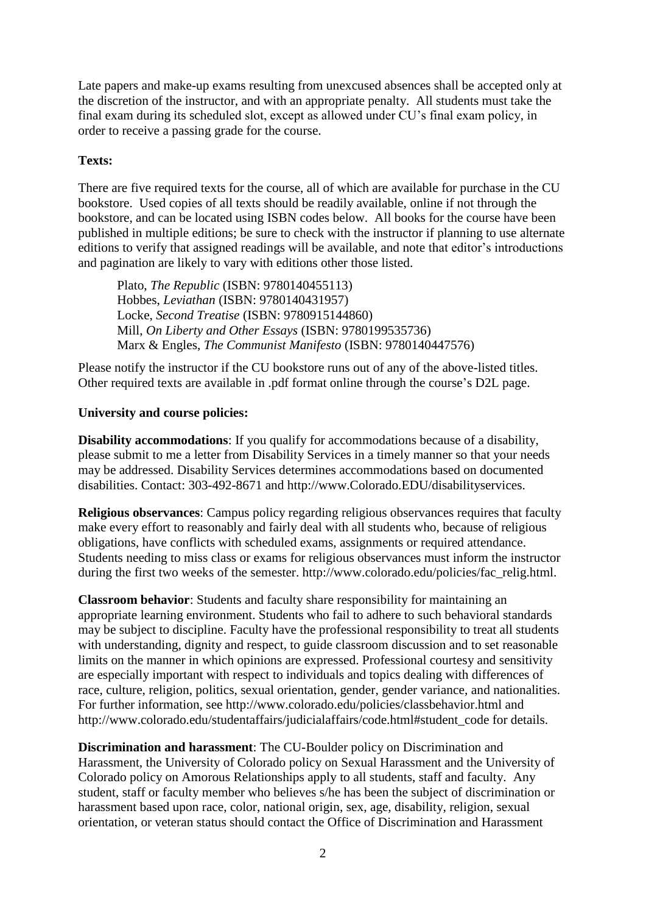Late papers and make-up exams resulting from unexcused absences shall be accepted only at the discretion of the instructor, and with an appropriate penalty. All students must take the final exam during its scheduled slot, except as allowed under CU's final exam policy, in order to receive a passing grade for the course.

**Texts:**

There are five required texts for the course, all of which are available for purchase in the CU bookstore. Used copies of all texts should be readily available, online if not through the bookstore, and can be located using ISBN codes below. All books for the course have been published in multiple editions; be sure to check with the instructor if planning to use alternate editions to verify that assigned readings will be available, and note that editor's introductions and pagination are likely to vary with editions other those listed.

Plato, *The Republic* (ISBN: 9780140455113)
Hobbes, *Leviathan* (ISBN: 9780140431957)
Locke, *Second Treatise* (ISBN: 9780915144860)
Mill, *On Liberty and Other Essays* (ISBN: 9780199535736)
Marx & Engles, *The Communist Manifesto* (ISBN: 9780140447576)

Please notify the instructor if the CU bookstore runs out of any of the above-listed titles. Other required texts are available in .pdf format online through the course's D2L page.

**University and course policies:**

**Disability accommodations**: If you qualify for accommodations because of a disability, please submit to me a letter from Disability Services in a timely manner so that your needs may be addressed. Disability Services determines accommodations based on documented disabilities. Contact: 303-492-8671 and http://www.Colorado.EDU/disabilityservices.

**Religious observances**: Campus policy regarding religious observances requires that faculty make every effort to reasonably and fairly deal with all students who, because of religious obligations, have conflicts with scheduled exams, assignments or required attendance. Students needing to miss class or exams for religious observances must inform the instructor during the first two weeks of the semester. http://www.colorado.edu/policies/fac_relig.html.

**Classroom behavior**: Students and faculty share responsibility for maintaining an appropriate learning environment. Students who fail to adhere to such behavioral standards may be subject to discipline. Faculty have the professional responsibility to treat all students with understanding, dignity and respect, to guide classroom discussion and to set reasonable limits on the manner in which opinions are expressed. Professional courtesy and sensitivity are especially important with respect to individuals and topics dealing with differences of race, culture, religion, politics, sexual orientation, gender, gender variance, and nationalities. For further information, see http://www.colorado.edu/policies/classbehavior.html and http://www.colorado.edu/studentaffairs/judicialaffairs/code.html#student_code for details.

**Discrimination and harassment**: The CU-Boulder policy on Discrimination and Harassment, the University of Colorado policy on Sexual Harassment and the University of Colorado policy on Amorous Relationships apply to all students, staff and faculty. Any student, staff or faculty member who believes s/he has been the subject of discrimination or harassment based upon race, color, national origin, sex, age, disability, religion, sexual orientation, or veteran status should contact the Office of Discrimination and Harassment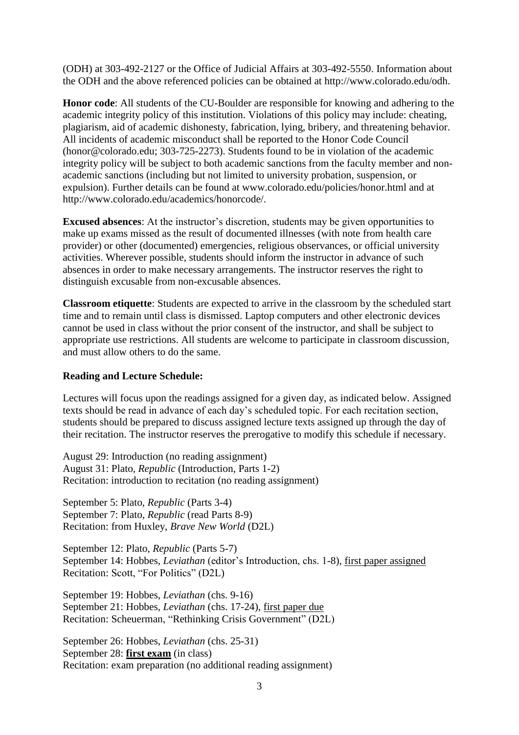(ODH) at 303-492-2127 or the Office of Judicial Affairs at 303-492-5550. Information about the ODH and the above referenced policies can be obtained at http://www.colorado.edu/odh.

**Honor code**: All students of the CU-Boulder are responsible for knowing and adhering to the academic integrity policy of this institution. Violations of this policy may include: cheating, plagiarism, aid of academic dishonesty, fabrication, lying, bribery, and threatening behavior. All incidents of academic misconduct shall be reported to the Honor Code Council (honor@colorado.edu; 303-725-2273). Students found to be in violation of the academic integrity policy will be subject to both academic sanctions from the faculty member and non-academic sanctions (including but not limited to university probation, suspension, or expulsion). Further details can be found at www.colorado.edu/policies/honor.html and at http://www.colorado.edu/academics/honorcode/.

**Excused absences**: At the instructor's discretion, students may be given opportunities to make up exams missed as the result of documented illnesses (with note from health care provider) or other (documented) emergencies, religious observances, or official university activities. Wherever possible, students should inform the instructor in advance of such absences in order to make necessary arrangements. The instructor reserves the right to distinguish excusable from non-excusable absences.

**Classroom etiquette**: Students are expected to arrive in the classroom by the scheduled start time and to remain until class is dismissed. Laptop computers and other electronic devices cannot be used in class without the prior consent of the instructor, and shall be subject to appropriate use restrictions. All students are welcome to participate in classroom discussion, and must allow others to do the same.

**Reading and Lecture Schedule:**

Lectures will focus upon the readings assigned for a given day, as indicated below. Assigned texts should be read in advance of each day's scheduled topic. For each recitation section, students should be prepared to discuss assigned lecture texts assigned up through the day of their recitation. The instructor reserves the prerogative to modify this schedule if necessary.

August 29: Introduction (no reading assignment)
August 31: Plato, *Republic* (Introduction, Parts 1-2)
Recitation: introduction to recitation (no reading assignment)

September 5: Plato, *Republic* (Parts 3-4)
September 7: Plato, *Republic* (read Parts 8-9)
Recitation: from Huxley, *Brave New World* (D2L)

September 12: Plato, *Republic* (Parts 5-7)
September 14: Hobbes, *Leviathan* (editor's Introduction, chs. 1-8), <u>first paper assigned</u>
Recitation: Scott, "For Politics" (D2L)

September 19: Hobbes, *Leviathan* (chs. 9-16)
September 21: Hobbes, *Leviathan* (chs. 17-24), <u>first paper due</u>
Recitation: Scheuerman, "Rethinking Crisis Government" (D2L)

September 26: Hobbes, *Leviathan* (chs. 25-31)
September 28: **<u>first exam</u>** (in class)
Recitation: exam preparation (no additional reading assignment)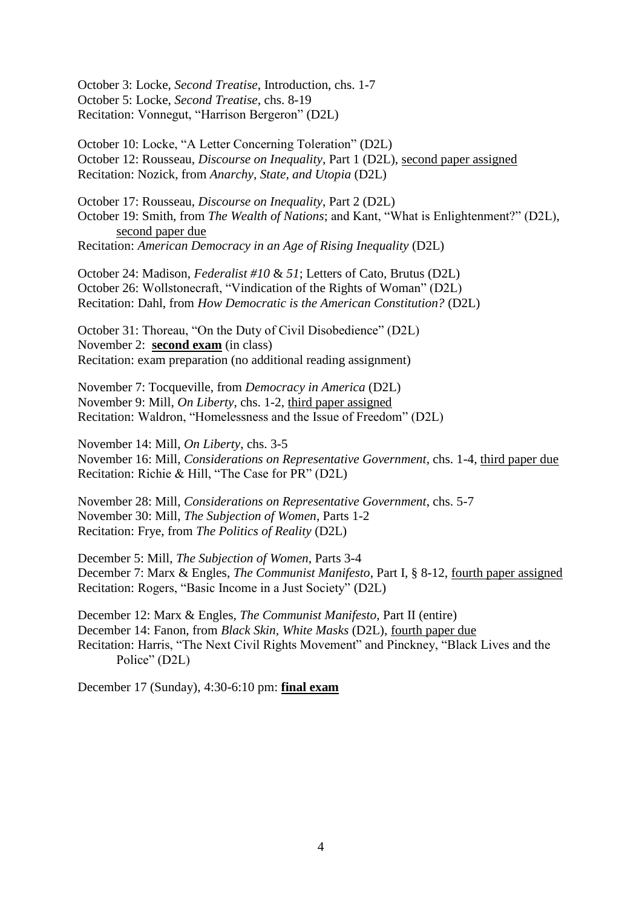October 3: Locke, *Second Treatise*, Introduction, chs. 1-7
October 5: Locke, *Second Treatise*, chs. 8-19
Recitation: Vonnegut, "Harrison Bergeron" (D2L)

October 10: Locke, "A Letter Concerning Toleration" (D2L)
October 12: Rousseau, *Discourse on Inequality*, Part 1 (D2L), <u>second paper assigned</u>
Recitation: Nozick, from *Anarchy, State, and Utopia* (D2L)

October 17: Rousseau, *Discourse on Inequality*, Part 2 (D2L)
October 19: Smith, from *The Wealth of Nations*; and Kant, "What is Enlightenment?" (D2L), <u>second paper due</u>
Recitation: *American Democracy in an Age of Rising Inequality* (D2L)

October 24: Madison, *Federalist #10* & *51*; Letters of Cato, Brutus (D2L)
October 26: Wollstonecraft, "Vindication of the Rights of Woman" (D2L)
Recitation: Dahl, from *How Democratic is the American Constitution?* (D2L)

October 31: Thoreau, "On the Duty of Civil Disobedience" (D2L)
November 2: **<u>second exam</u>** (in class)
Recitation: exam preparation (no additional reading assignment)

November 7: Tocqueville, from *Democracy in America* (D2L)
November 9: Mill, *On Liberty*, chs. 1-2, <u>third paper assigned</u>
Recitation: Waldron, "Homelessness and the Issue of Freedom" (D2L)

November 14: Mill, *On Liberty*, chs. 3-5
November 16: Mill, *Considerations on Representative Government*, chs. 1-4, <u>third paper due</u>
Recitation: Richie & Hill, "The Case for PR" (D2L)

November 28: Mill, *Considerations on Representative Government*, chs. 5-7
November 30: Mill, *The Subjection of Women*, Parts 1-2
Recitation: Frye, from *The Politics of Reality* (D2L)

December 5: Mill, *The Subjection of Women*, Parts 3-4
December 7: Marx & Engles, *The Communist Manifesto*, Part I, § 8-12, <u>fourth paper assigned</u>
Recitation: Rogers, "Basic Income in a Just Society" (D2L)

December 12: Marx & Engles, *The Communist Manifesto*, Part II (entire)
December 14: Fanon, from *Black Skin, White Masks* (D2L), <u>fourth paper due</u>
Recitation: Harris, "The Next Civil Rights Movement" and Pinckney, "Black Lives and the Police" (D2L)

December 17 (Sunday), 4:30-6:10 pm: **<u>final exam</u>**